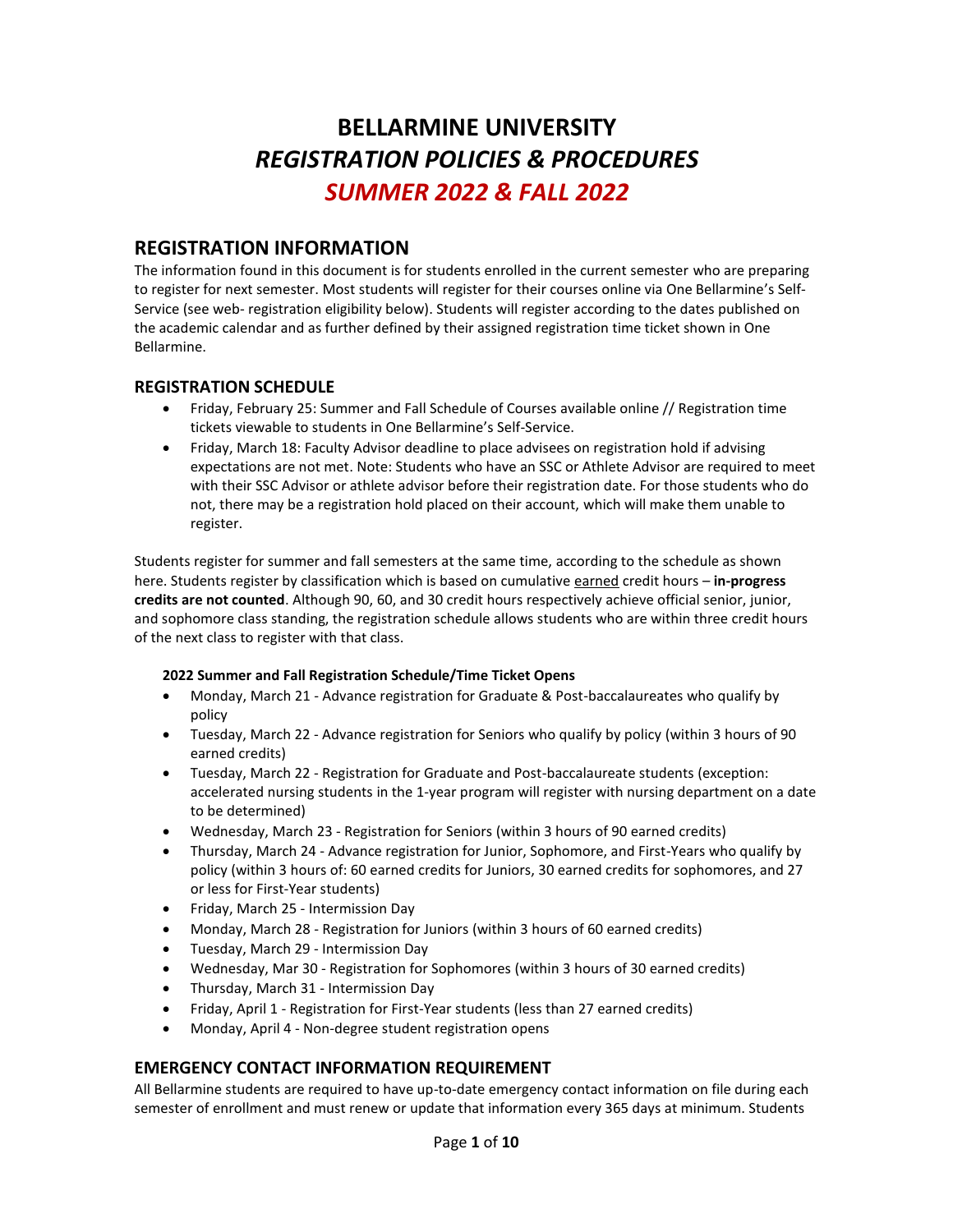# BELLARMINE UNIVERSITY
# *REGISTRATION POLICIES & PROCEDURES*
# *SUMMER 2022 & FALL 2022*

## REGISTRATION INFORMATION

The information found in this document is for students enrolled in the current semester who are preparing to register for next semester. Most students will register for their courses online via One Bellarmine's Self-Service (see web- registration eligibility below). Students will register according to the dates published on the academic calendar and as further defined by their assigned registration time ticket shown in One Bellarmine.

### REGISTRATION SCHEDULE

- Friday, February 25: Summer and Fall Schedule of Courses available online // Registration time tickets viewable to students in One Bellarmine's Self-Service.
- Friday, March 18: Faculty Advisor deadline to place advisees on registration hold if advising expectations are not met. Note: Students who have an SSC or Athlete Advisor are required to meet with their SSC Advisor or athlete advisor before their registration date. For those students who do not, there may be a registration hold placed on their account, which will make them unable to register.

Students register for summer and fall semesters at the same time, according to the schedule as shown here. Students register by classification which is based on cumulative earned credit hours – **in-progress credits are not counted**. Although 90, 60, and 30 credit hours respectively achieve official senior, junior, and sophomore class standing, the registration schedule allows students who are within three credit hours of the next class to register with that class.

**2022 Summer and Fall Registration Schedule/Time Ticket Opens**

- Monday, March 21 - Advance registration for Graduate & Post-baccalaureates who qualify by policy
- Tuesday, March 22 - Advance registration for Seniors who qualify by policy (within 3 hours of 90 earned credits)
- Tuesday, March 22 - Registration for Graduate and Post-baccalaureate students (exception: accelerated nursing students in the 1-year program will register with nursing department on a date to be determined)
- Wednesday, March 23 - Registration for Seniors (within 3 hours of 90 earned credits)
- Thursday, March 24 - Advance registration for Junior, Sophomore, and First-Years who qualify by policy (within 3 hours of: 60 earned credits for Juniors, 30 earned credits for sophomores, and 27 or less for First-Year students)
- Friday, March 25 - Intermission Day
- Monday, March 28 - Registration for Juniors (within 3 hours of 60 earned credits)
- Tuesday, March 29 - Intermission Day
- Wednesday, Mar 30 - Registration for Sophomores (within 3 hours of 30 earned credits)
- Thursday, March 31 - Intermission Day
- Friday, April 1 - Registration for First-Year students (less than 27 earned credits)
- Monday, April 4 - Non-degree student registration opens

### EMERGENCY CONTACT INFORMATION REQUIREMENT

All Bellarmine students are required to have up-to-date emergency contact information on file during each semester of enrollment and must renew or update that information every 365 days at minimum. Students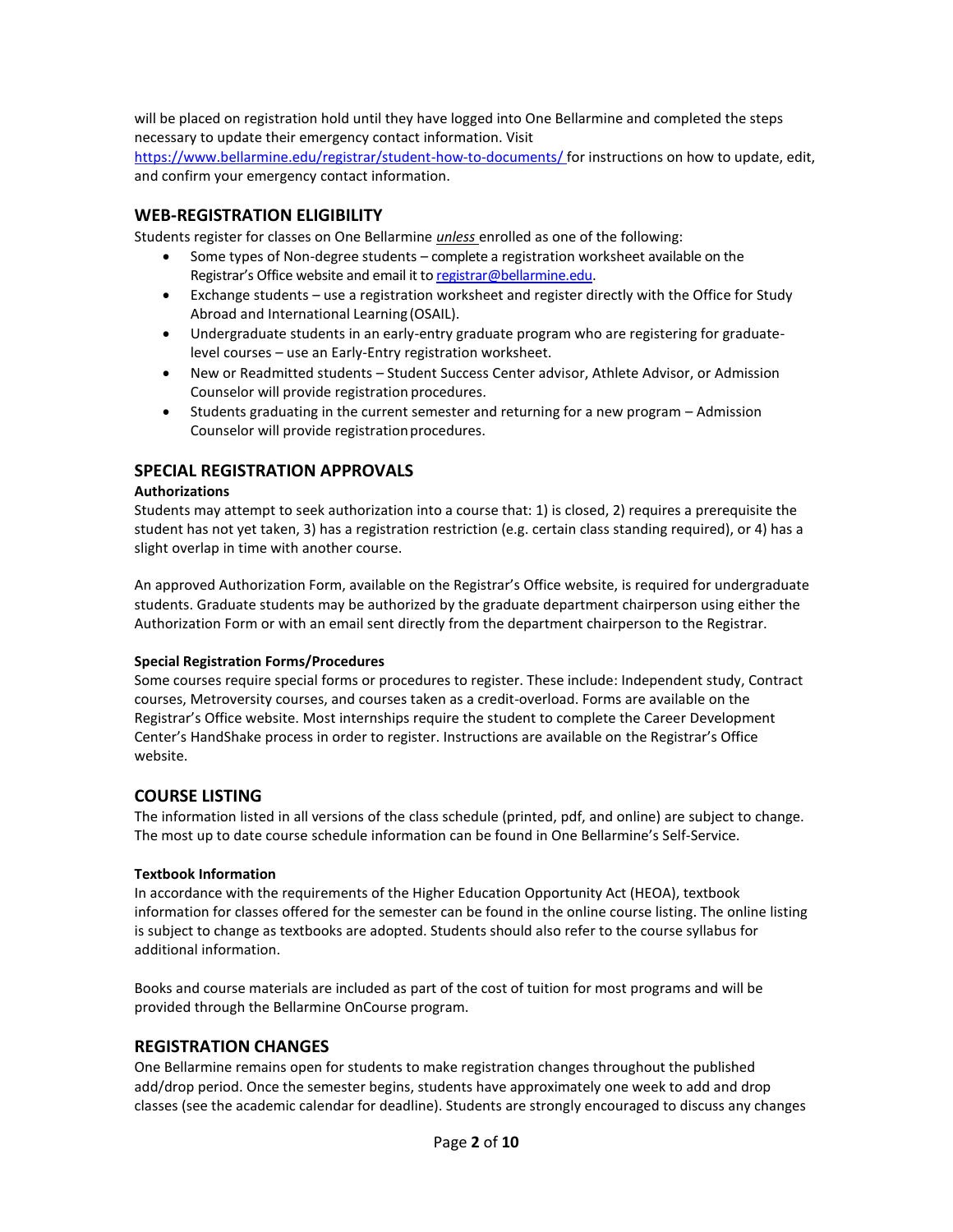will be placed on registration hold until they have logged into One Bellarmine and completed the steps necessary to update their emergency contact information. Visit https://www.bellarmine.edu/registrar/student-how-to-documents/ for instructions on how to update, edit, and confirm your emergency contact information.

## WEB-REGISTRATION ELIGIBILITY

Students register for classes on One Bellarmine ***unless*** enrolled as one of the following:

- Some types of Non-degree students – complete a registration worksheet available on the Registrar's Office website and email it to registrar@bellarmine.edu.
- Exchange students – use a registration worksheet and register directly with the Office for Study Abroad and International Learning (OSAIL).
- Undergraduate students in an early-entry graduate program who are registering for graduate-level courses – use an Early-Entry registration worksheet.
- New or Readmitted students – Student Success Center advisor, Athlete Advisor, or Admission Counselor will provide registration procedures.
- Students graduating in the current semester and returning for a new program – Admission Counselor will provide registration procedures.

## SPECIAL REGISTRATION APPROVALS

### Authorizations

Students may attempt to seek authorization into a course that: 1) is closed, 2) requires a prerequisite the student has not yet taken, 3) has a registration restriction (e.g. certain class standing required), or 4) has a slight overlap in time with another course.

An approved Authorization Form, available on the Registrar's Office website, is required for undergraduate students. Graduate students may be authorized by the graduate department chairperson using either the Authorization Form or with an email sent directly from the department chairperson to the Registrar.

### Special Registration Forms/Procedures

Some courses require special forms or procedures to register. These include: Independent study, Contract courses, Metroversity courses, and courses taken as a credit-overload. Forms are available on the Registrar's Office website. Most internships require the student to complete the Career Development Center's HandShake process in order to register. Instructions are available on the Registrar's Office website.

## COURSE LISTING

The information listed in all versions of the class schedule (printed, pdf, and online) are subject to change. The most up to date course schedule information can be found in One Bellarmine's Self-Service.

### Textbook Information

In accordance with the requirements of the Higher Education Opportunity Act (HEOA), textbook information for classes offered for the semester can be found in the online course listing. The online listing is subject to change as textbooks are adopted. Students should also refer to the course syllabus for additional information.

Books and course materials are included as part of the cost of tuition for most programs and will be provided through the Bellarmine OnCourse program.

## REGISTRATION CHANGES

One Bellarmine remains open for students to make registration changes throughout the published add/drop period. Once the semester begins, students have approximately one week to add and drop classes (see the academic calendar for deadline). Students are strongly encouraged to discuss any changes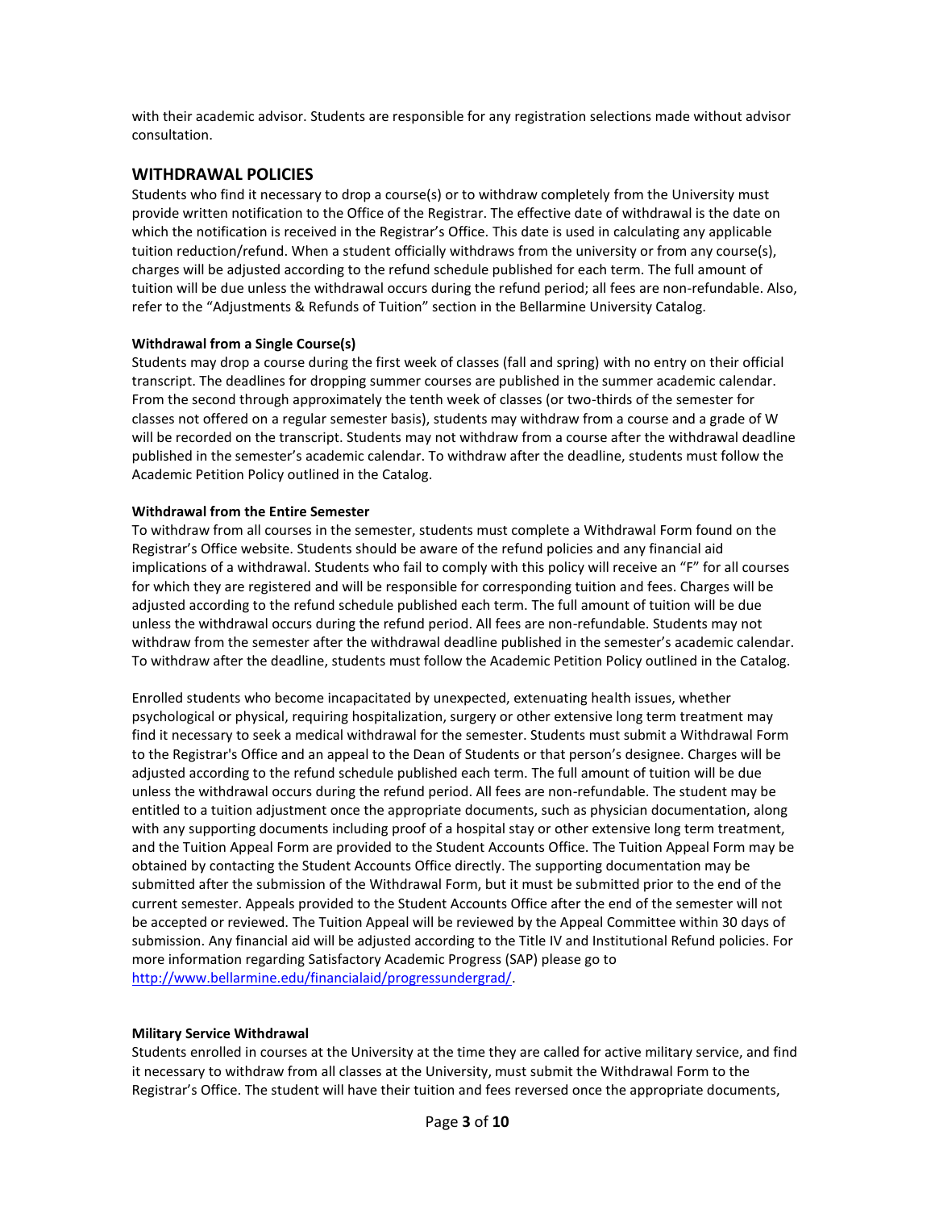with their academic advisor. Students are responsible for any registration selections made without advisor consultation.

## WITHDRAWAL POLICIES

Students who find it necessary to drop a course(s) or to withdraw completely from the University must provide written notification to the Office of the Registrar. The effective date of withdrawal is the date on which the notification is received in the Registrar's Office. This date is used in calculating any applicable tuition reduction/refund. When a student officially withdraws from the university or from any course(s), charges will be adjusted according to the refund schedule published for each term. The full amount of tuition will be due unless the withdrawal occurs during the refund period; all fees are non-refundable. Also, refer to the "Adjustments & Refunds of Tuition" section in the Bellarmine University Catalog.

**Withdrawal from a Single Course(s)**

Students may drop a course during the first week of classes (fall and spring) with no entry on their official transcript. The deadlines for dropping summer courses are published in the summer academic calendar. From the second through approximately the tenth week of classes (or two-thirds of the semester for classes not offered on a regular semester basis), students may withdraw from a course and a grade of W will be recorded on the transcript. Students may not withdraw from a course after the withdrawal deadline published in the semester's academic calendar. To withdraw after the deadline, students must follow the Academic Petition Policy outlined in the Catalog.

**Withdrawal from the Entire Semester**

To withdraw from all courses in the semester, students must complete a Withdrawal Form found on the Registrar's Office website. Students should be aware of the refund policies and any financial aid implications of a withdrawal. Students who fail to comply with this policy will receive an "F" for all courses for which they are registered and will be responsible for corresponding tuition and fees. Charges will be adjusted according to the refund schedule published each term. The full amount of tuition will be due unless the withdrawal occurs during the refund period. All fees are non-refundable. Students may not withdraw from the semester after the withdrawal deadline published in the semester's academic calendar. To withdraw after the deadline, students must follow the Academic Petition Policy outlined in the Catalog.

Enrolled students who become incapacitated by unexpected, extenuating health issues, whether psychological or physical, requiring hospitalization, surgery or other extensive long term treatment may find it necessary to seek a medical withdrawal for the semester. Students must submit a Withdrawal Form to the Registrar's Office and an appeal to the Dean of Students or that person's designee. Charges will be adjusted according to the refund schedule published each term. The full amount of tuition will be due unless the withdrawal occurs during the refund period. All fees are non-refundable. The student may be entitled to a tuition adjustment once the appropriate documents, such as physician documentation, along with any supporting documents including proof of a hospital stay or other extensive long term treatment, and the Tuition Appeal Form are provided to the Student Accounts Office. The Tuition Appeal Form may be obtained by contacting the Student Accounts Office directly. The supporting documentation may be submitted after the submission of the Withdrawal Form, but it must be submitted prior to the end of the current semester. Appeals provided to the Student Accounts Office after the end of the semester will not be accepted or reviewed. The Tuition Appeal will be reviewed by the Appeal Committee within 30 days of submission. Any financial aid will be adjusted according to the Title IV and Institutional Refund policies. For more information regarding Satisfactory Academic Progress (SAP) please go to http://www.bellarmine.edu/financialaid/progressundergrad/.

**Military Service Withdrawal**

Students enrolled in courses at the University at the time they are called for active military service, and find it necessary to withdraw from all classes at the University, must submit the Withdrawal Form to the Registrar's Office. The student will have their tuition and fees reversed once the appropriate documents,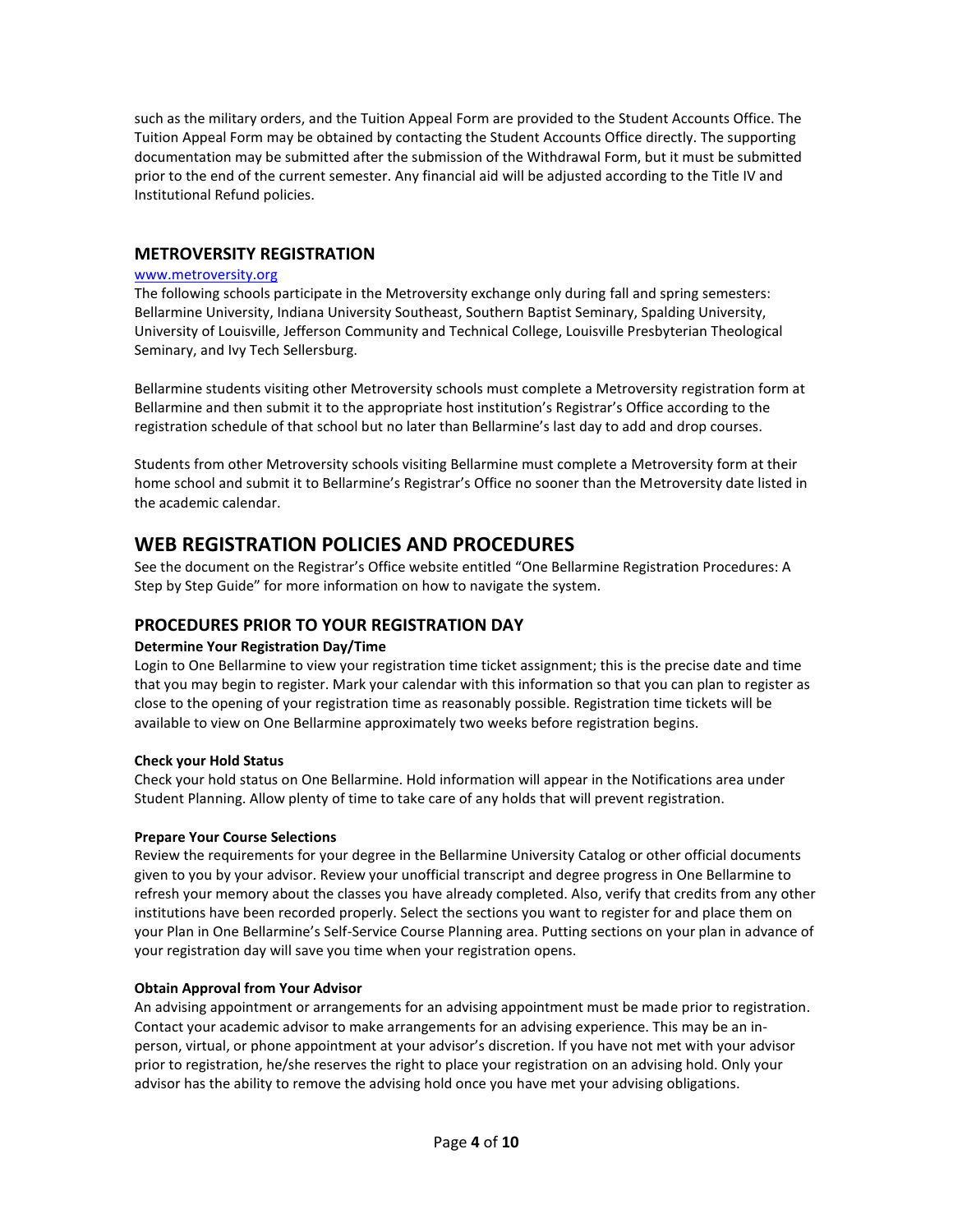such as the military orders, and the Tuition Appeal Form are provided to the Student Accounts Office. The Tuition Appeal Form may be obtained by contacting the Student Accounts Office directly. The supporting documentation may be submitted after the submission of the Withdrawal Form, but it must be submitted prior to the end of the current semester. Any financial aid will be adjusted according to the Title IV and Institutional Refund policies.

## METROVERSITY REGISTRATION

[www.metroversity.org](http://www.metroversity.org)

The following schools participate in the Metroversity exchange only during fall and spring semesters: Bellarmine University, Indiana University Southeast, Southern Baptist Seminary, Spalding University, University of Louisville, Jefferson Community and Technical College, Louisville Presbyterian Theological Seminary, and Ivy Tech Sellersburg.

Bellarmine students visiting other Metroversity schools must complete a Metroversity registration form at Bellarmine and then submit it to the appropriate host institution's Registrar's Office according to the registration schedule of that school but no later than Bellarmine's last day to add and drop courses.

Students from other Metroversity schools visiting Bellarmine must complete a Metroversity form at their home school and submit it to Bellarmine's Registrar's Office no sooner than the Metroversity date listed in the academic calendar.

# WEB REGISTRATION POLICIES AND PROCEDURES

See the document on the Registrar's Office website entitled "One Bellarmine Registration Procedures: A Step by Step Guide" for more information on how to navigate the system.

## PROCEDURES PRIOR TO YOUR REGISTRATION DAY

**Determine Your Registration Day/Time**

Login to One Bellarmine to view your registration time ticket assignment; this is the precise date and time that you may begin to register. Mark your calendar with this information so that you can plan to register as close to the opening of your registration time as reasonably possible. Registration time tickets will be available to view on One Bellarmine approximately two weeks before registration begins.

**Check your Hold Status**

Check your hold status on One Bellarmine. Hold information will appear in the Notifications area under Student Planning. Allow plenty of time to take care of any holds that will prevent registration.

**Prepare Your Course Selections**

Review the requirements for your degree in the Bellarmine University Catalog or other official documents given to you by your advisor. Review your unofficial transcript and degree progress in One Bellarmine to refresh your memory about the classes you have already completed. Also, verify that credits from any other institutions have been recorded properly. Select the sections you want to register for and place them on your Plan in One Bellarmine's Self-Service Course Planning area. Putting sections on your plan in advance of your registration day will save you time when your registration opens.

**Obtain Approval from Your Advisor**

An advising appointment or arrangements for an advising appointment must be made prior to registration. Contact your academic advisor to make arrangements for an advising experience. This may be an in-person, virtual, or phone appointment at your advisor's discretion. If you have not met with your advisor prior to registration, he/she reserves the right to place your registration on an advising hold. Only your advisor has the ability to remove the advising hold once you have met your advising obligations.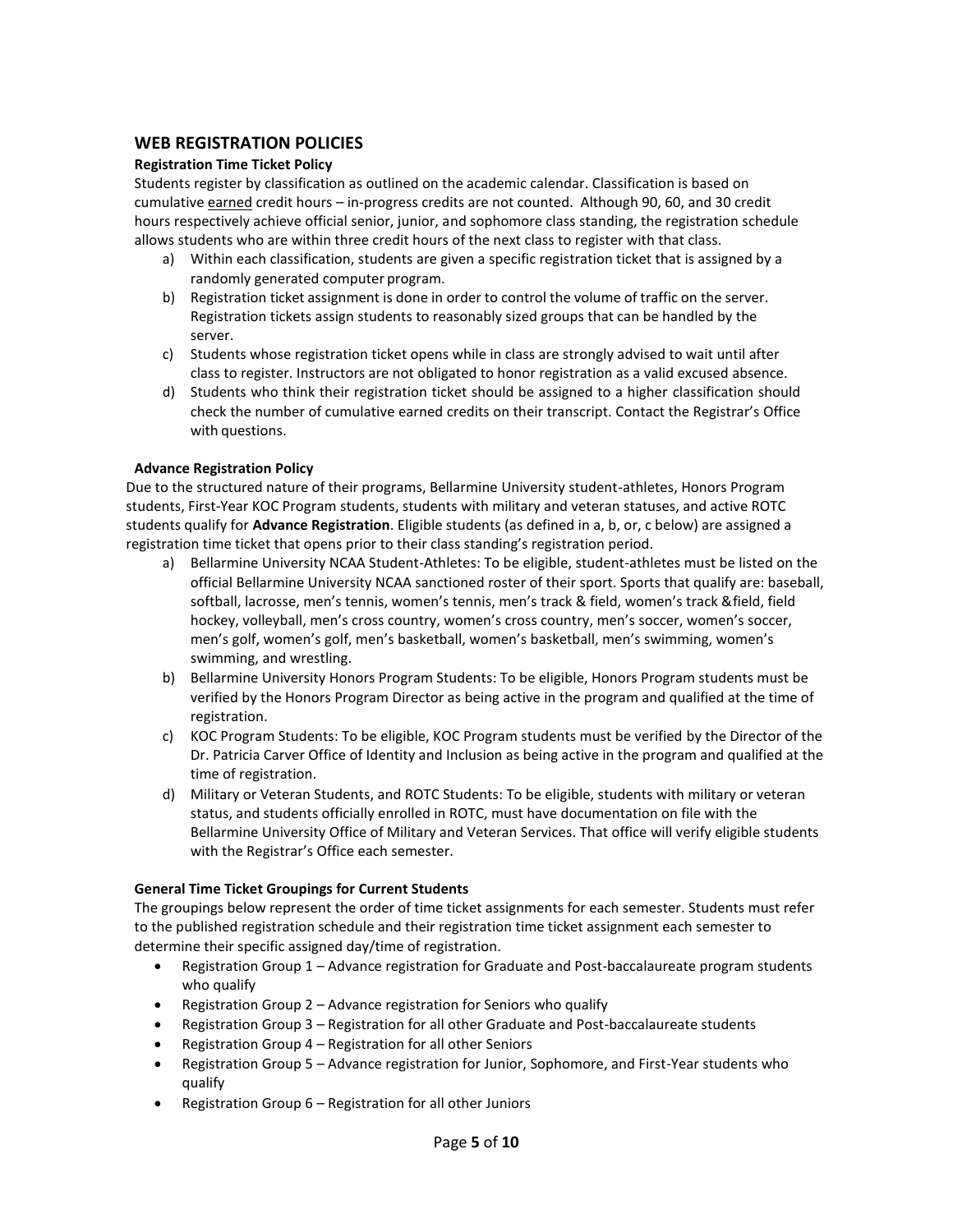## WEB REGISTRATION POLICIES

### Registration Time Ticket Policy

Students register by classification as outlined on the academic calendar. Classification is based on cumulative earned credit hours – in-progress credits are not counted. Although 90, 60, and 30 credit hours respectively achieve official senior, junior, and sophomore class standing, the registration schedule allows students who are within three credit hours of the next class to register with that class.

a) Within each classification, students are given a specific registration ticket that is assigned by a randomly generated computer program.
b) Registration ticket assignment is done in order to control the volume of traffic on the server. Registration tickets assign students to reasonably sized groups that can be handled by the server.
c) Students whose registration ticket opens while in class are strongly advised to wait until after class to register. Instructors are not obligated to honor registration as a valid excused absence.
d) Students who think their registration ticket should be assigned to a higher classification should check the number of cumulative earned credits on their transcript. Contact the Registrar's Office with questions.

### Advance Registration Policy

Due to the structured nature of their programs, Bellarmine University student-athletes, Honors Program students, First-Year KOC Program students, students with military and veteran statuses, and active ROTC students qualify for **Advance Registration**. Eligible students (as defined in a, b, or, c below) are assigned a registration time ticket that opens prior to their class standing's registration period.

a) Bellarmine University NCAA Student-Athletes: To be eligible, student-athletes must be listed on the official Bellarmine University NCAA sanctioned roster of their sport. Sports that qualify are: baseball, softball, lacrosse, men's tennis, women's tennis, men's track & field, women's track &field, field hockey, volleyball, men's cross country, women's cross country, men's soccer, women's soccer, men's golf, women's golf, men's basketball, women's basketball, men's swimming, women's swimming, and wrestling.
b) Bellarmine University Honors Program Students: To be eligible, Honors Program students must be verified by the Honors Program Director as being active in the program and qualified at the time of registration.
c) KOC Program Students: To be eligible, KOC Program students must be verified by the Director of the Dr. Patricia Carver Office of Identity and Inclusion as being active in the program and qualified at the time of registration.
d) Military or Veteran Students, and ROTC Students: To be eligible, students with military or veteran status, and students officially enrolled in ROTC, must have documentation on file with the Bellarmine University Office of Military and Veteran Services. That office will verify eligible students with the Registrar's Office each semester.

### General Time Ticket Groupings for Current Students

The groupings below represent the order of time ticket assignments for each semester. Students must refer to the published registration schedule and their registration time ticket assignment each semester to determine their specific assigned day/time of registration.

- Registration Group 1 – Advance registration for Graduate and Post-baccalaureate program students who qualify
- Registration Group 2 – Advance registration for Seniors who qualify
- Registration Group 3 – Registration for all other Graduate and Post-baccalaureate students
- Registration Group 4 – Registration for all other Seniors
- Registration Group 5 – Advance registration for Junior, Sophomore, and First-Year students who qualify
- Registration Group 6 – Registration for all other Juniors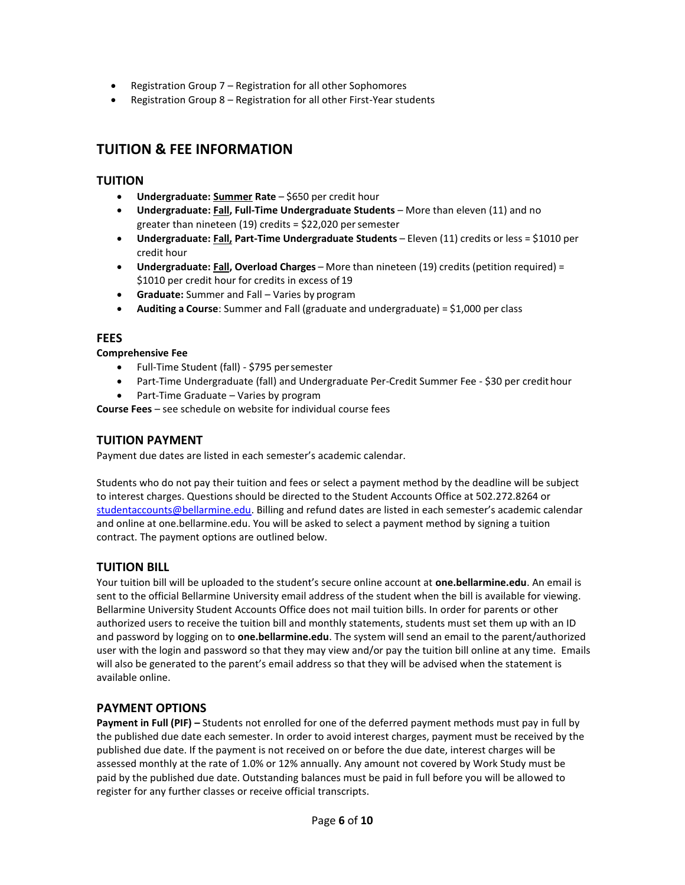- Registration Group 7 – Registration for all other Sophomores
- Registration Group 8 – Registration for all other First-Year students

## TUITION & FEE INFORMATION

### TUITION

- **Undergraduate: <u>Summer</u> Rate** – $650 per credit hour
- **Undergraduate: <u>Fall</u>, Full-Time Undergraduate Students** – More than eleven (11) and no greater than nineteen (19) credits = $22,020 per semester
- **Undergraduate: <u>Fall</u>, Part-Time Undergraduate Students** – Eleven (11) credits or less = $1010 per credit hour
- **Undergraduate: <u>Fall</u>, Overload Charges** – More than nineteen (19) credits (petition required) = $1010 per credit hour for credits in excess of 19
- **Graduate:** Summer and Fall – Varies by program
- **Auditing a Course**: Summer and Fall (graduate and undergraduate) = $1,000 per class

### FEES

**Comprehensive Fee**

- Full-Time Student (fall) - $795 per semester
- Part-Time Undergraduate (fall) and Undergraduate Per-Credit Summer Fee - $30 per credit hour
- Part-Time Graduate – Varies by program

**Course Fees** – see schedule on website for individual course fees

### TUITION PAYMENT

Payment due dates are listed in each semester's academic calendar.

Students who do not pay their tuition and fees or select a payment method by the deadline will be subject to interest charges. Questions should be directed to the Student Accounts Office at 502.272.8264 or studentaccounts@bellarmine.edu. Billing and refund dates are listed in each semester's academic calendar and online at one.bellarmine.edu. You will be asked to select a payment method by signing a tuition contract. The payment options are outlined below.

### TUITION BILL

Your tuition bill will be uploaded to the student's secure online account at **one.bellarmine.edu**. An email is sent to the official Bellarmine University email address of the student when the bill is available for viewing. Bellarmine University Student Accounts Office does not mail tuition bills. In order for parents or other authorized users to receive the tuition bill and monthly statements, students must set them up with an ID and password by logging on to **one.bellarmine.edu**. The system will send an email to the parent/authorized user with the login and password so that they may view and/or pay the tuition bill online at any time. Emails will also be generated to the parent's email address so that they will be advised when the statement is available online.

### PAYMENT OPTIONS

**Payment in Full (PIF) –** Students not enrolled for one of the deferred payment methods must pay in full by the published due date each semester. In order to avoid interest charges, payment must be received by the published due date. If the payment is not received on or before the due date, interest charges will be assessed monthly at the rate of 1.0% or 12% annually. Any amount not covered by Work Study must be paid by the published due date. Outstanding balances must be paid in full before you will be allowed to register for any further classes or receive official transcripts.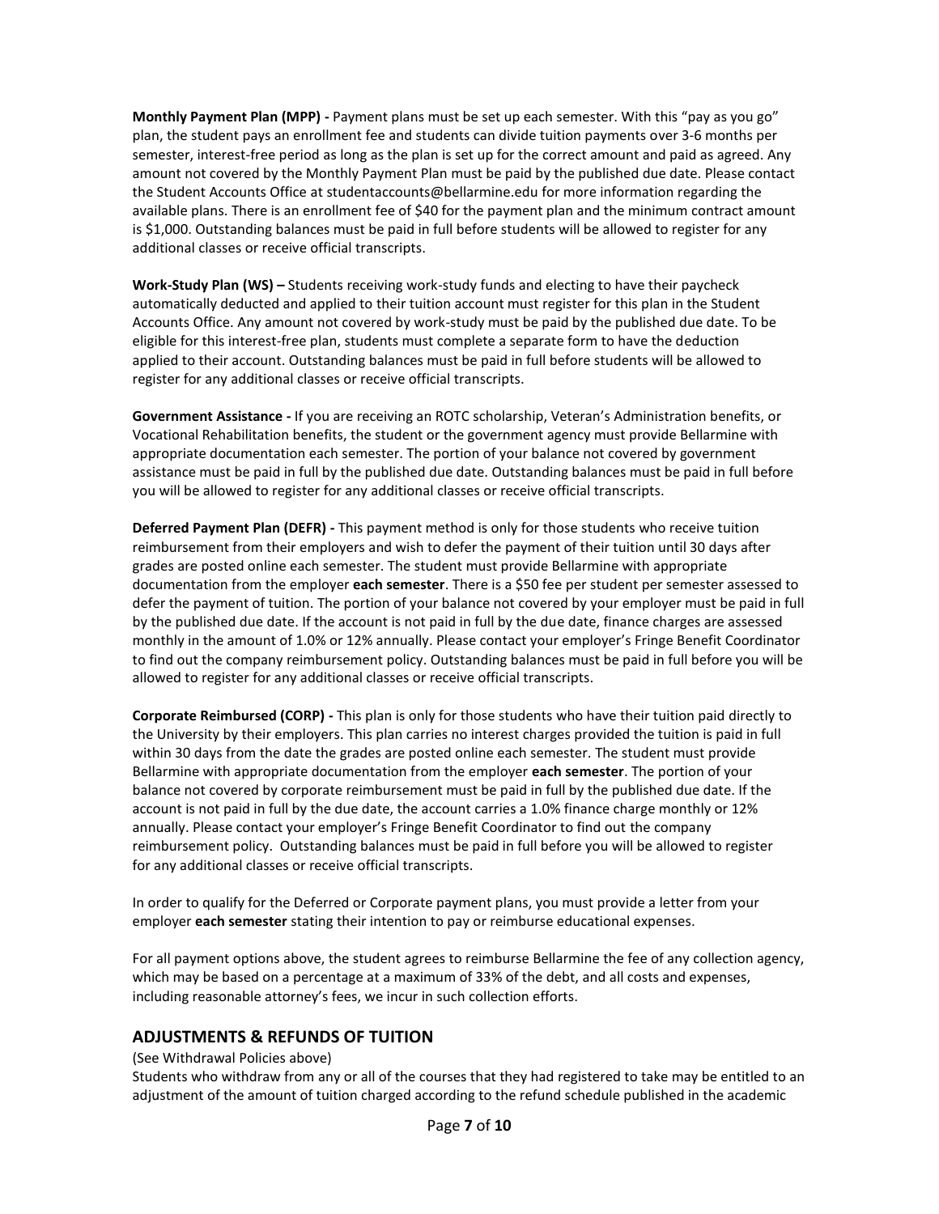**Monthly Payment Plan (MPP) -** Payment plans must be set up each semester. With this "pay as you go" plan, the student pays an enrollment fee and students can divide tuition payments over 3-6 months per semester, interest-free period as long as the plan is set up for the correct amount and paid as agreed. Any amount not covered by the Monthly Payment Plan must be paid by the published due date. Please contact the Student Accounts Office at studentaccounts@bellarmine.edu for more information regarding the available plans. There is an enrollment fee of $40 for the payment plan and the minimum contract amount is $1,000. Outstanding balances must be paid in full before students will be allowed to register for any additional classes or receive official transcripts.

**Work-Study Plan (WS) –** Students receiving work-study funds and electing to have their paycheck automatically deducted and applied to their tuition account must register for this plan in the Student Accounts Office. Any amount not covered by work-study must be paid by the published due date. To be eligible for this interest-free plan, students must complete a separate form to have the deduction applied to their account. Outstanding balances must be paid in full before students will be allowed to register for any additional classes or receive official transcripts.

**Government Assistance -** If you are receiving an ROTC scholarship, Veteran's Administration benefits, or Vocational Rehabilitation benefits, the student or the government agency must provide Bellarmine with appropriate documentation each semester. The portion of your balance not covered by government assistance must be paid in full by the published due date. Outstanding balances must be paid in full before you will be allowed to register for any additional classes or receive official transcripts.

**Deferred Payment Plan (DEFR) -** This payment method is only for those students who receive tuition reimbursement from their employers and wish to defer the payment of their tuition until 30 days after grades are posted online each semester. The student must provide Bellarmine with appropriate documentation from the employer **each semester**. There is a $50 fee per student per semester assessed to defer the payment of tuition. The portion of your balance not covered by your employer must be paid in full by the published due date. If the account is not paid in full by the due date, finance charges are assessed monthly in the amount of 1.0% or 12% annually. Please contact your employer's Fringe Benefit Coordinator to find out the company reimbursement policy. Outstanding balances must be paid in full before you will be allowed to register for any additional classes or receive official transcripts.

**Corporate Reimbursed (CORP) -** This plan is only for those students who have their tuition paid directly to the University by their employers. This plan carries no interest charges provided the tuition is paid in full within 30 days from the date the grades are posted online each semester. The student must provide Bellarmine with appropriate documentation from the employer **each semester**. The portion of your balance not covered by corporate reimbursement must be paid in full by the published due date. If the account is not paid in full by the due date, the account carries a 1.0% finance charge monthly or 12% annually. Please contact your employer's Fringe Benefit Coordinator to find out the company reimbursement policy. Outstanding balances must be paid in full before you will be allowed to register for any additional classes or receive official transcripts.

In order to qualify for the Deferred or Corporate payment plans, you must provide a letter from your employer **each semester** stating their intention to pay or reimburse educational expenses.

For all payment options above, the student agrees to reimburse Bellarmine the fee of any collection agency, which may be based on a percentage at a maximum of 33% of the debt, and all costs and expenses, including reasonable attorney's fees, we incur in such collection efforts.

## ADJUSTMENTS & REFUNDS OF TUITION

(See Withdrawal Policies above)

Students who withdraw from any or all of the courses that they had registered to take may be entitled to an adjustment of the amount of tuition charged according to the refund schedule published in the academic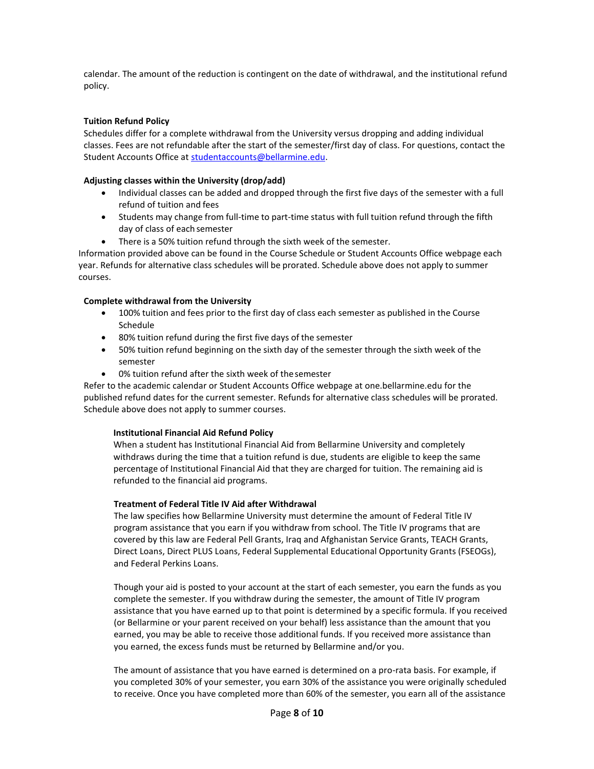calendar. The amount of the reduction is contingent on the date of withdrawal, and the institutional refund policy.

**Tuition Refund Policy**
Schedules differ for a complete withdrawal from the University versus dropping and adding individual classes. Fees are not refundable after the start of the semester/first day of class. For questions, contact the Student Accounts Office at studentaccounts@bellarmine.edu.

**Adjusting classes within the University (drop/add)**

- Individual classes can be added and dropped through the first five days of the semester with a full refund of tuition and fees
- Students may change from full-time to part-time status with full tuition refund through the fifth day of class of each semester
- There is a 50% tuition refund through the sixth week of the semester.

Information provided above can be found in the Course Schedule or Student Accounts Office webpage each year. Refunds for alternative class schedules will be prorated. Schedule above does not apply to summer courses.

**Complete withdrawal from the University**

- 100% tuition and fees prior to the first day of class each semester as published in the Course Schedule
- 80% tuition refund during the first five days of the semester
- 50% tuition refund beginning on the sixth day of the semester through the sixth week of the semester
- 0% tuition refund after the sixth week of the semester

Refer to the academic calendar or Student Accounts Office webpage at one.bellarmine.edu for the published refund dates for the current semester. Refunds for alternative class schedules will be prorated. Schedule above does not apply to summer courses.

**Institutional Financial Aid Refund Policy**
When a student has Institutional Financial Aid from Bellarmine University and completely withdraws during the time that a tuition refund is due, students are eligible to keep the same percentage of Institutional Financial Aid that they are charged for tuition. The remaining aid is refunded to the financial aid programs.

**Treatment of Federal Title IV Aid after Withdrawal**
The law specifies how Bellarmine University must determine the amount of Federal Title IV program assistance that you earn if you withdraw from school. The Title IV programs that are covered by this law are Federal Pell Grants, Iraq and Afghanistan Service Grants, TEACH Grants, Direct Loans, Direct PLUS Loans, Federal Supplemental Educational Opportunity Grants (FSEOGs), and Federal Perkins Loans.

Though your aid is posted to your account at the start of each semester, you earn the funds as you complete the semester. If you withdraw during the semester, the amount of Title IV program assistance that you have earned up to that point is determined by a specific formula. If you received (or Bellarmine or your parent received on your behalf) less assistance than the amount that you earned, you may be able to receive those additional funds. If you received more assistance than you earned, the excess funds must be returned by Bellarmine and/or you.

The amount of assistance that you have earned is determined on a pro-rata basis. For example, if you completed 30% of your semester, you earn 30% of the assistance you were originally scheduled to receive. Once you have completed more than 60% of the semester, you earn all of the assistance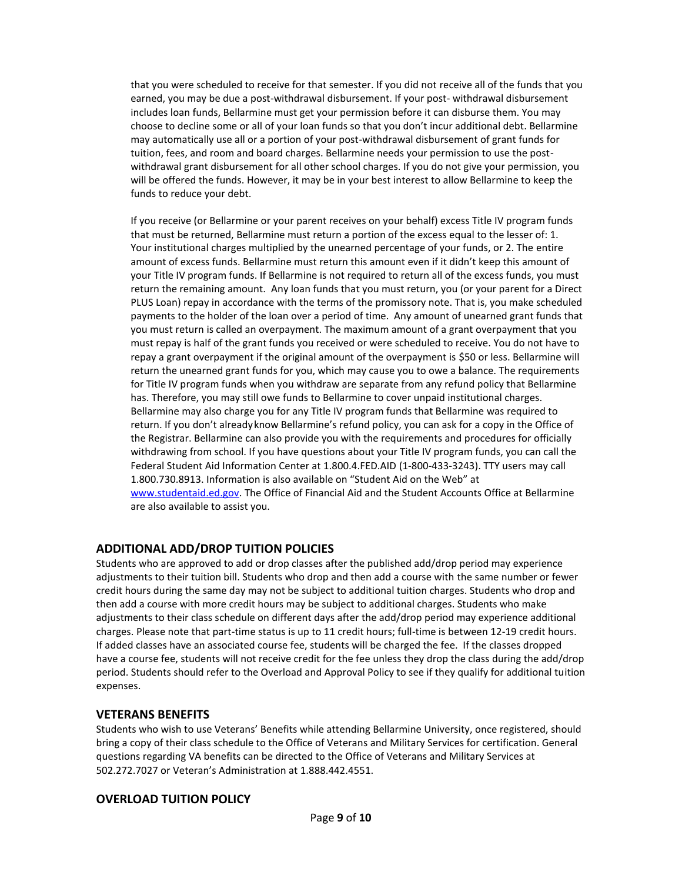that you were scheduled to receive for that semester. If you did not receive all of the funds that you earned, you may be due a post-withdrawal disbursement. If your post- withdrawal disbursement includes loan funds, Bellarmine must get your permission before it can disburse them. You may choose to decline some or all of your loan funds so that you don't incur additional debt. Bellarmine may automatically use all or a portion of your post-withdrawal disbursement of grant funds for tuition, fees, and room and board charges. Bellarmine needs your permission to use the post-withdrawal grant disbursement for all other school charges. If you do not give your permission, you will be offered the funds. However, it may be in your best interest to allow Bellarmine to keep the funds to reduce your debt.

If you receive (or Bellarmine or your parent receives on your behalf) excess Title IV program funds that must be returned, Bellarmine must return a portion of the excess equal to the lesser of: 1. Your institutional charges multiplied by the unearned percentage of your funds, or 2. The entire amount of excess funds. Bellarmine must return this amount even if it didn't keep this amount of your Title IV program funds. If Bellarmine is not required to return all of the excess funds, you must return the remaining amount. Any loan funds that you must return, you (or your parent for a Direct PLUS Loan) repay in accordance with the terms of the promissory note. That is, you make scheduled payments to the holder of the loan over a period of time. Any amount of unearned grant funds that you must return is called an overpayment. The maximum amount of a grant overpayment that you must repay is half of the grant funds you received or were scheduled to receive. You do not have to repay a grant overpayment if the original amount of the overpayment is $50 or less. Bellarmine will return the unearned grant funds for you, which may cause you to owe a balance. The requirements for Title IV program funds when you withdraw are separate from any refund policy that Bellarmine has. Therefore, you may still owe funds to Bellarmine to cover unpaid institutional charges. Bellarmine may also charge you for any Title IV program funds that Bellarmine was required to return. If you don't already know Bellarmine's refund policy, you can ask for a copy in the Office of the Registrar. Bellarmine can also provide you with the requirements and procedures for officially withdrawing from school. If you have questions about your Title IV program funds, you can call the Federal Student Aid Information Center at 1.800.4.FED.AID (1-800-433-3243). TTY users may call 1.800.730.8913. Information is also available on "Student Aid on the Web" at [www.studentaid.ed.gov](http://www.studentaid.ed.gov). The Office of Financial Aid and the Student Accounts Office at Bellarmine are also available to assist you.

## ADDITIONAL ADD/DROP TUITION POLICIES

Students who are approved to add or drop classes after the published add/drop period may experience adjustments to their tuition bill. Students who drop and then add a course with the same number or fewer credit hours during the same day may not be subject to additional tuition charges. Students who drop and then add a course with more credit hours may be subject to additional charges. Students who make adjustments to their class schedule on different days after the add/drop period may experience additional charges. Please note that part-time status is up to 11 credit hours; full-time is between 12-19 credit hours. If added classes have an associated course fee, students will be charged the fee. If the classes dropped have a course fee, students will not receive credit for the fee unless they drop the class during the add/drop period. Students should refer to the Overload and Approval Policy to see if they qualify for additional tuition expenses.

## VETERANS BENEFITS

Students who wish to use Veterans' Benefits while attending Bellarmine University, once registered, should bring a copy of their class schedule to the Office of Veterans and Military Services for certification. General questions regarding VA benefits can be directed to the Office of Veterans and Military Services at 502.272.7027 or Veteran's Administration at 1.888.442.4551.

## OVERLOAD TUITION POLICY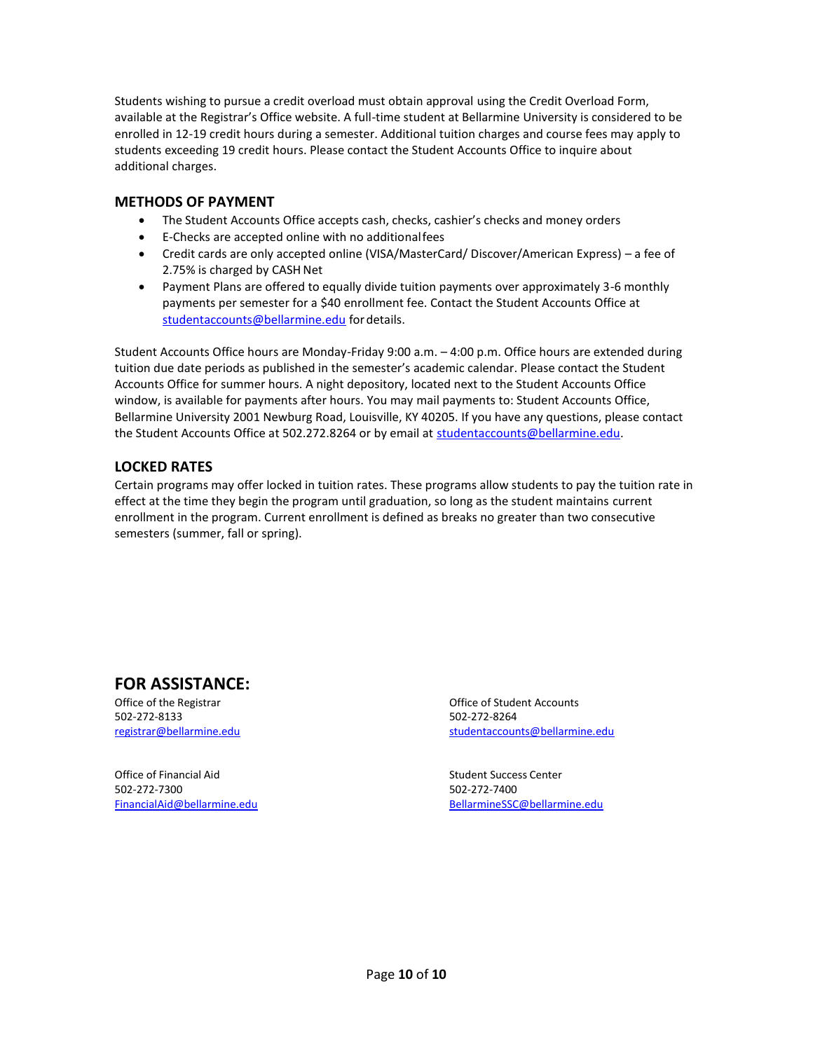Students wishing to pursue a credit overload must obtain approval using the Credit Overload Form, available at the Registrar's Office website. A full-time student at Bellarmine University is considered to be enrolled in 12-19 credit hours during a semester. Additional tuition charges and course fees may apply to students exceeding 19 credit hours. Please contact the Student Accounts Office to inquire about additional charges.

### METHODS OF PAYMENT

- The Student Accounts Office accepts cash, checks, cashier's checks and money orders
- E-Checks are accepted online with no additional fees
- Credit cards are only accepted online (VISA/MasterCard/ Discover/American Express) – a fee of 2.75% is charged by CASH Net
- Payment Plans are offered to equally divide tuition payments over approximately 3-6 monthly payments per semester for a $40 enrollment fee. Contact the Student Accounts Office at studentaccounts@bellarmine.edu for details.

Student Accounts Office hours are Monday-Friday 9:00 a.m. – 4:00 p.m. Office hours are extended during tuition due date periods as published in the semester's academic calendar. Please contact the Student Accounts Office for summer hours. A night depository, located next to the Student Accounts Office window, is available for payments after hours. You may mail payments to: Student Accounts Office, Bellarmine University 2001 Newburg Road, Louisville, KY 40205. If you have any questions, please contact the Student Accounts Office at 502.272.8264 or by email at studentaccounts@bellarmine.edu.

### LOCKED RATES

Certain programs may offer locked in tuition rates. These programs allow students to pay the tuition rate in effect at the time they begin the program until graduation, so long as the student maintains current enrollment in the program. Current enrollment is defined as breaks no greater than two consecutive semesters (summer, fall or spring).

## FOR ASSISTANCE:

Office of the Registrar
502-272-8133
registrar@bellarmine.edu

Office of Student Accounts
502-272-8264
studentaccounts@bellarmine.edu

Office of Financial Aid
502-272-7300
FinancialAid@bellarmine.edu

Student Success Center
502-272-7400
BellarmineSSC@bellarmine.edu